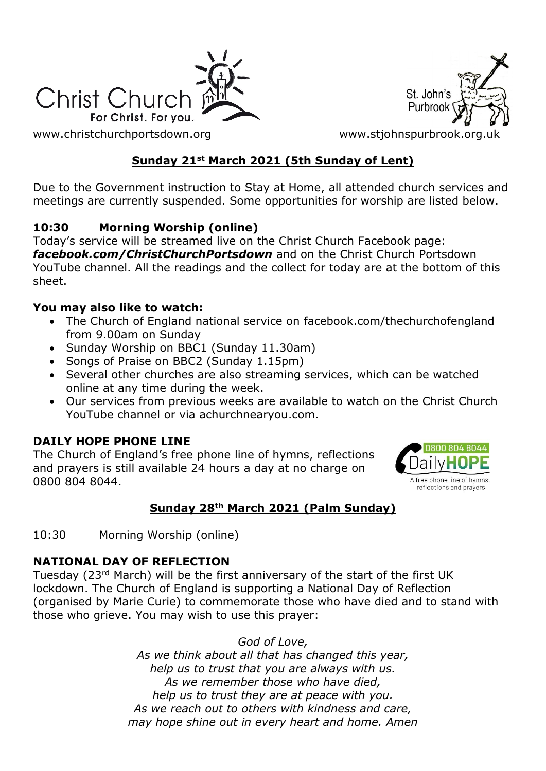Christ Church
For Christ. For you.

www.christchurchportsdown.org

St. John's Purbrook

www.stjohnspurbrook.org.uk

## Sunday 21st March 2021 (5th Sunday of Lent)

Due to the Government instruction to Stay at Home, all attended church services and meetings are currently suspended. Some opportunities for worship are listed below.

### 10:30 Morning Worship (online)

Today's service will be streamed live on the Christ Church Facebook page: ***facebook.com/ChristChurchPortsdown*** and on the Christ Church Portsdown YouTube channel. All the readings and the collect for today are at the bottom of this sheet.

### You may also like to watch:

- The Church of England national service on facebook.com/thechurchofengland from 9.00am on Sunday
- Sunday Worship on BBC1 (Sunday 11.30am)
- Songs of Praise on BBC2 (Sunday 1.15pm)
- Several other churches are also streaming services, which can be watched online at any time during the week.
- Our services from previous weeks are available to watch on the Christ Church YouTube channel or via achurchnearyou.com.

### DAILY HOPE PHONE LINE

The Church of England's free phone line of hymns, reflections and prayers is still available 24 hours a day at no charge on 0800 804 8044.

0800 804 8044 DailyHOPE
A free phone line of hymns, reflections and prayers

## Sunday 28th March 2021 (Palm Sunday)

10:30 Morning Worship (online)

### NATIONAL DAY OF REFLECTION

Tuesday (23rd March) will be the first anniversary of the start of the first UK lockdown. The Church of England is supporting a National Day of Reflection (organised by Marie Curie) to commemorate those who have died and to stand with those who grieve. You may wish to use this prayer:

*God of Love,*
*As we think about all that has changed this year,*
*help us to trust that you are always with us.*
*As we remember those who have died,*
*help us to trust they are at peace with you.*
*As we reach out to others with kindness and care,*
*may hope shine out in every heart and home. Amen*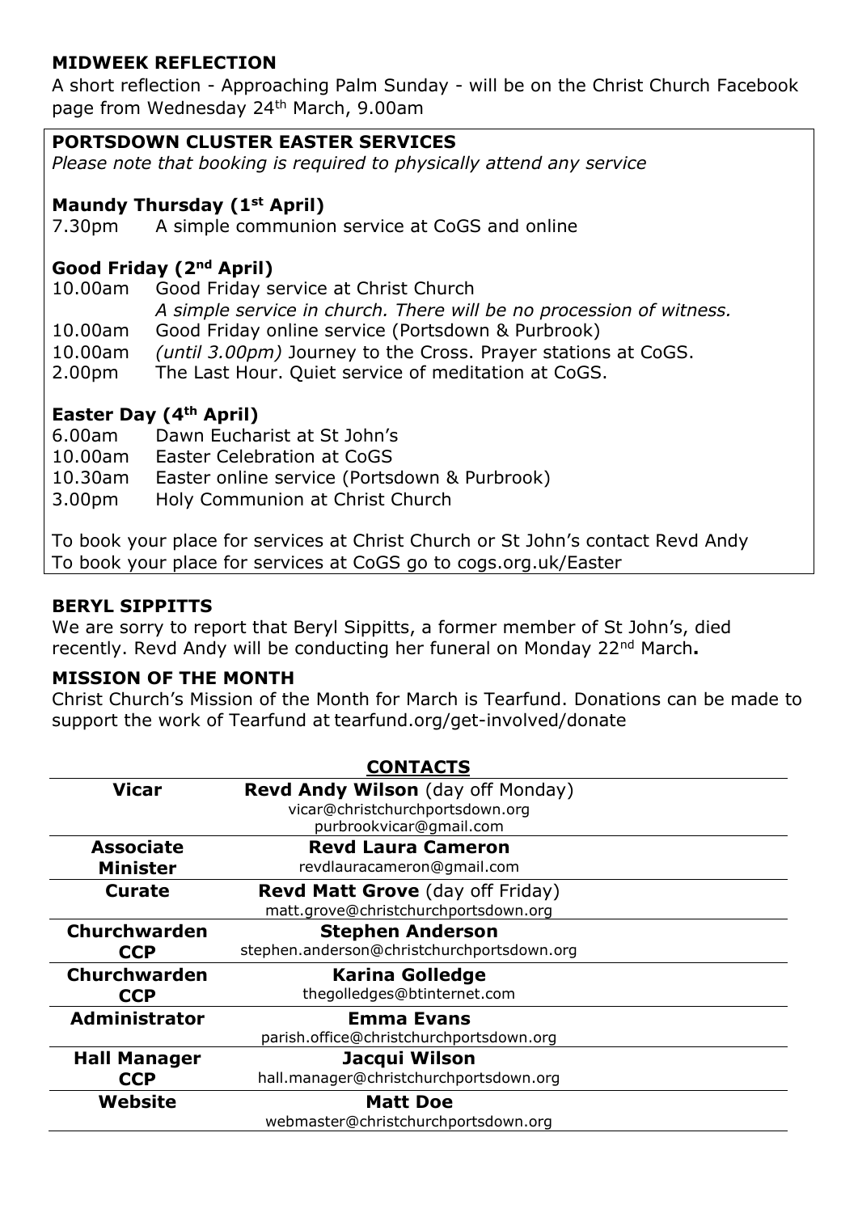## MIDWEEK REFLECTION

A short reflection - Approaching Palm Sunday - will be on the Christ Church Facebook page from Wednesday 24th March, 9.00am

## PORTSDOWN CLUSTER EASTER SERVICES

*Please note that booking is required to physically attend any service*

### Maundy Thursday (1st April)

7.30pm A simple communion service at CoGS and online

### Good Friday (2nd April)

10.00am Good Friday service at Christ Church
*A simple service in church. There will be no procession of witness.*
10.00am Good Friday online service (Portsdown & Purbrook)
10.00am *(until 3.00pm)* Journey to the Cross. Prayer stations at CoGS.
2.00pm The Last Hour. Quiet service of meditation at CoGS.

### Easter Day (4th April)

6.00am Dawn Eucharist at St John's
10.00am Easter Celebration at CoGS
10.30am Easter online service (Portsdown & Purbrook)
3.00pm Holy Communion at Christ Church

To book your place for services at Christ Church or St John's contact Revd Andy
To book your place for services at CoGS go to cogs.org.uk/Easter

## BERYL SIPPITTS

We are sorry to report that Beryl Sippitts, a former member of St John's, died recently. Revd Andy will be conducting her funeral on Monday 22nd March**.**

## MISSION OF THE MONTH

Christ Church's Mission of the Month for March is Tearfund. Donations can be made to support the work of Tearfund at tearfund.org/get-involved/donate

## CONTACTS

| | |
|---|---|
| **Vicar** | **Revd Andy Wilson** (day off Monday) vicar@christchurchportsdown.org purbrookvicar@gmail.com |
| **Associate Minister** | **Revd Laura Cameron** revdlauracameron@gmail.com |
| **Curate** | **Revd Matt Grove** (day off Friday) matt.grove@christchurchportsdown.org |
| **Churchwarden CCP** | **Stephen Anderson** stephen.anderson@christchurchportsdown.org |
| **Churchwarden CCP** | **Karina Golledge** thegolledges@btinternet.com |
| **Administrator** | **Emma Evans** parish.office@christchurchportsdown.org |
| **Hall Manager CCP** | **Jacqui Wilson** hall.manager@christchurchportsdown.org |
| **Website** | **Matt Doe** webmaster@christchurchportsdown.org |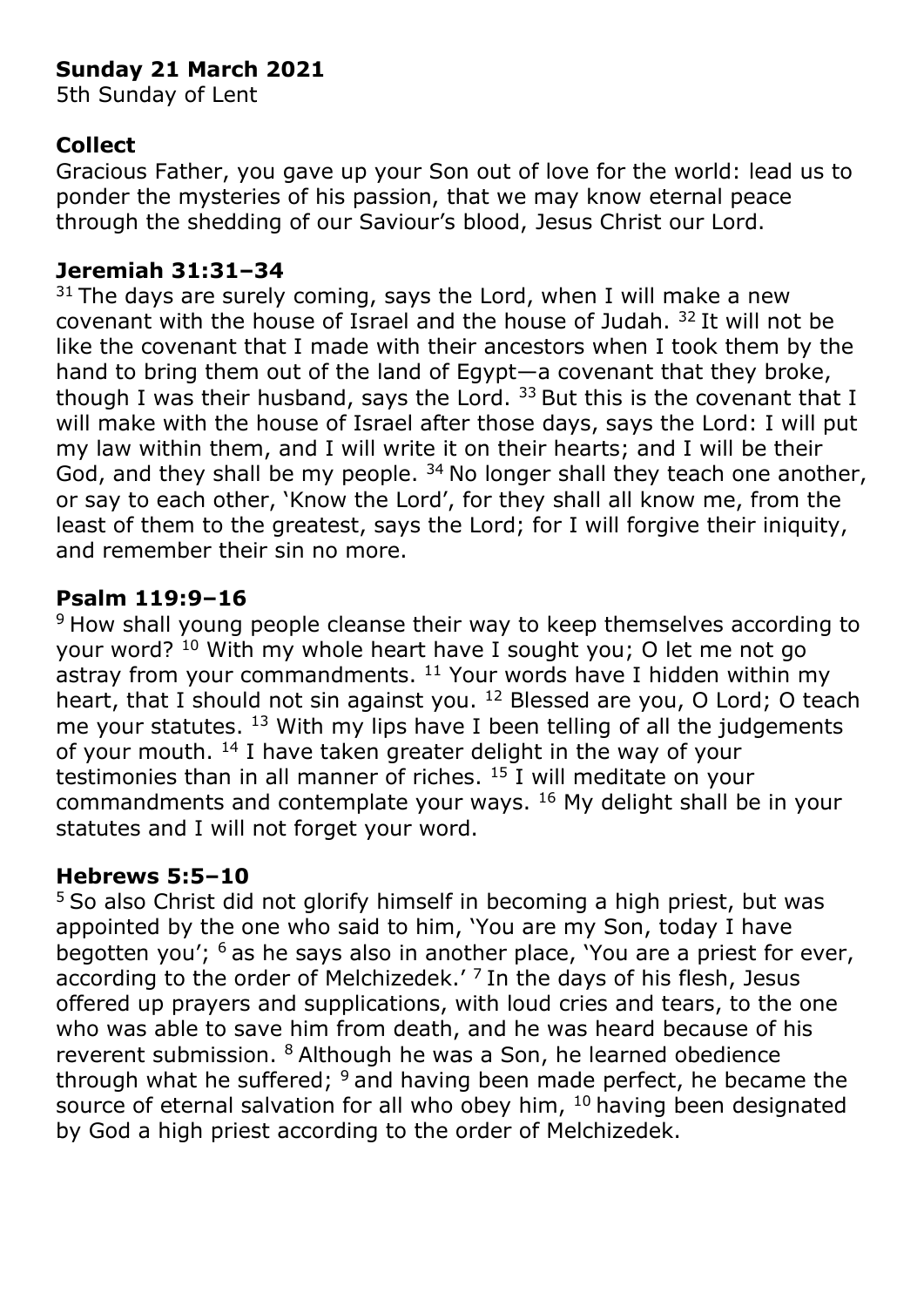**Sunday 21 March 2021**
5th Sunday of Lent

## Collect

Gracious Father, you gave up your Son out of love for the world: lead us to ponder the mysteries of his passion, that we may know eternal peace through the shedding of our Saviour's blood, Jesus Christ our Lord.

## Jeremiah 31:31–34

[31] The days are surely coming, says the Lord, when I will make a new covenant with the house of Israel and the house of Judah. [32] It will not be like the covenant that I made with their ancestors when I took them by the hand to bring them out of the land of Egypt—a covenant that they broke, though I was their husband, says the Lord. [33] But this is the covenant that I will make with the house of Israel after those days, says the Lord: I will put my law within them, and I will write it on their hearts; and I will be their God, and they shall be my people. [34] No longer shall they teach one another, or say to each other, 'Know the Lord', for they shall all know me, from the least of them to the greatest, says the Lord; for I will forgive their iniquity, and remember their sin no more.

## Psalm 119:9–16

[9] How shall young people cleanse their way to keep themselves according to your word? [10] With my whole heart have I sought you; O let me not go astray from your commandments. [11] Your words have I hidden within my heart, that I should not sin against you. [12] Blessed are you, O Lord; O teach me your statutes. [13] With my lips have I been telling of all the judgements of your mouth. [14] I have taken greater delight in the way of your testimonies than in all manner of riches. [15] I will meditate on your commandments and contemplate your ways. [16] My delight shall be in your statutes and I will not forget your word.

## Hebrews 5:5–10

[5] So also Christ did not glorify himself in becoming a high priest, but was appointed by the one who said to him, 'You are my Son, today I have begotten you'; [6] as he says also in another place, 'You are a priest for ever, according to the order of Melchizedek.' [7] In the days of his flesh, Jesus offered up prayers and supplications, with loud cries and tears, to the one who was able to save him from death, and he was heard because of his reverent submission. [8] Although he was a Son, he learned obedience through what he suffered; [9] and having been made perfect, he became the source of eternal salvation for all who obey him, [10] having been designated by God a high priest according to the order of Melchizedek.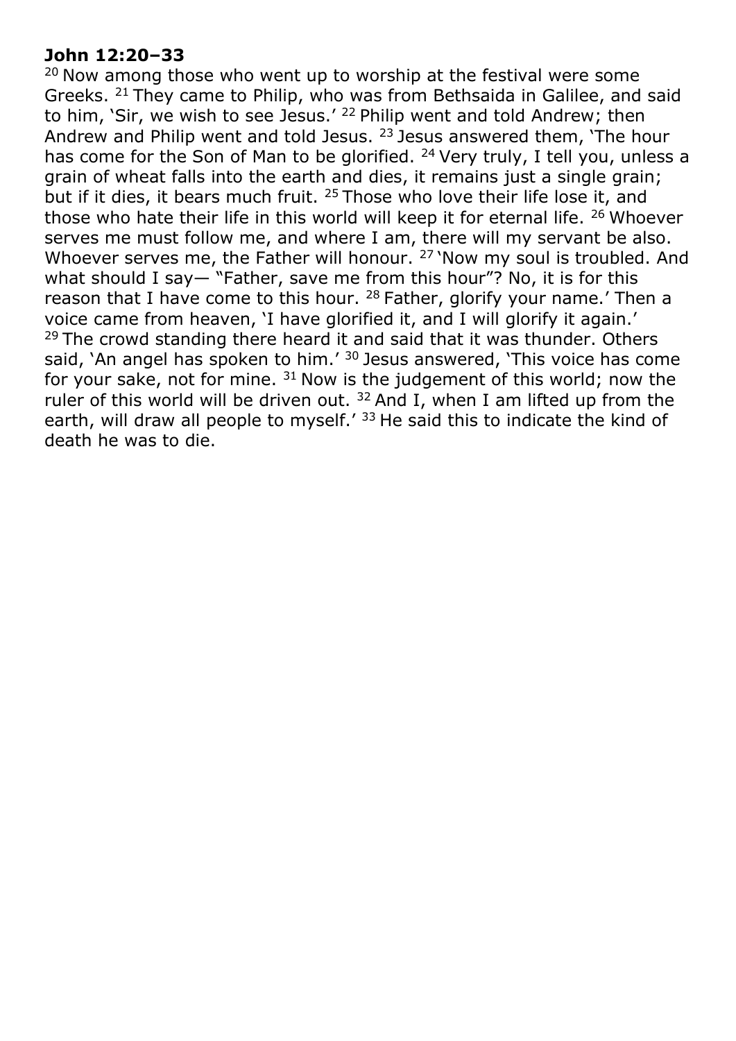**John 12:20–33**

[20] Now among those who went up to worship at the festival were some Greeks. [21] They came to Philip, who was from Bethsaida in Galilee, and said to him, 'Sir, we wish to see Jesus.' [22] Philip went and told Andrew; then Andrew and Philip went and told Jesus. [23] Jesus answered them, 'The hour has come for the Son of Man to be glorified. [24] Very truly, I tell you, unless a grain of wheat falls into the earth and dies, it remains just a single grain; but if it dies, it bears much fruit. [25] Those who love their life lose it, and those who hate their life in this world will keep it for eternal life. [26] Whoever serves me must follow me, and where I am, there will my servant be also. Whoever serves me, the Father will honour. [27] 'Now my soul is troubled. And what should I say— "Father, save me from this hour"? No, it is for this reason that I have come to this hour. [28] Father, glorify your name.' Then a voice came from heaven, 'I have glorified it, and I will glorify it again.' [29] The crowd standing there heard it and said that it was thunder. Others said, 'An angel has spoken to him.' [30] Jesus answered, 'This voice has come for your sake, not for mine. [31] Now is the judgement of this world; now the ruler of this world will be driven out. [32] And I, when I am lifted up from the earth, will draw all people to myself.' [33] He said this to indicate the kind of death he was to die.